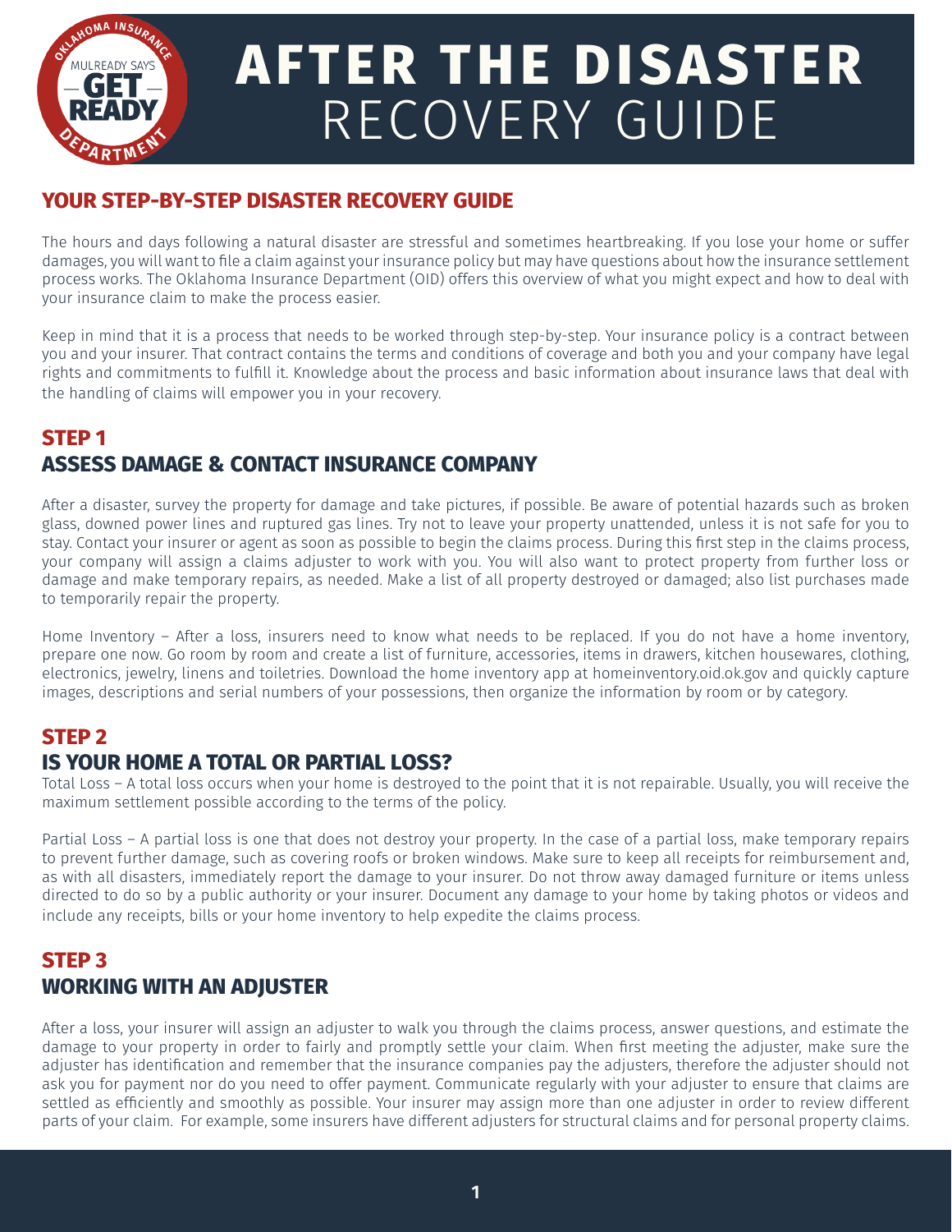# AFTER THE DISASTER RECOVERY GUIDE

## YOUR STEP-BY-STEP DISASTER RECOVERY GUIDE

The hours and days following a natural disaster are stressful and sometimes heartbreaking. If you lose your home or suffer damages, you will want to file a claim against your insurance policy but may have questions about how the insurance settlement process works. The Oklahoma Insurance Department (OID) offers this overview of what you might expect and how to deal with your insurance claim to make the process easier.

Keep in mind that it is a process that needs to be worked through step-by-step. Your insurance policy is a contract between you and your insurer. That contract contains the terms and conditions of coverage and both you and your company have legal rights and commitments to fulfill it. Knowledge about the process and basic information about insurance laws that deal with the handling of claims will empower you in your recovery.

## STEP 1
## ASSESS DAMAGE & CONTACT INSURANCE COMPANY

After a disaster, survey the property for damage and take pictures, if possible. Be aware of potential hazards such as broken glass, downed power lines and ruptured gas lines. Try not to leave your property unattended, unless it is not safe for you to stay. Contact your insurer or agent as soon as possible to begin the claims process. During this first step in the claims process, your company will assign a claims adjuster to work with you. You will also want to protect property from further loss or damage and make temporary repairs, as needed. Make a list of all property destroyed or damaged; also list purchases made to temporarily repair the property.

Home Inventory – After a loss, insurers need to know what needs to be replaced. If you do not have a home inventory, prepare one now. Go room by room and create a list of furniture, accessories, items in drawers, kitchen housewares, clothing, electronics, jewelry, linens and toiletries. Download the home inventory app at homeinventory.oid.ok.gov and quickly capture images, descriptions and serial numbers of your possessions, then organize the information by room or by category.

## STEP 2
## IS YOUR HOME A TOTAL OR PARTIAL LOSS?

Total Loss – A total loss occurs when your home is destroyed to the point that it is not repairable. Usually, you will receive the maximum settlement possible according to the terms of the policy.

Partial Loss – A partial loss is one that does not destroy your property. In the case of a partial loss, make temporary repairs to prevent further damage, such as covering roofs or broken windows. Make sure to keep all receipts for reimbursement and, as with all disasters, immediately report the damage to your insurer. Do not throw away damaged furniture or items unless directed to do so by a public authority or your insurer. Document any damage to your home by taking photos or videos and include any receipts, bills or your home inventory to help expedite the claims process.

## STEP 3
## WORKING WITH AN ADJUSTER

After a loss, your insurer will assign an adjuster to walk you through the claims process, answer questions, and estimate the damage to your property in order to fairly and promptly settle your claim. When first meeting the adjuster, make sure the adjuster has identification and remember that the insurance companies pay the adjusters, therefore the adjuster should not ask you for payment nor do you need to offer payment. Communicate regularly with your adjuster to ensure that claims are settled as efficiently and smoothly as possible. Your insurer may assign more than one adjuster in order to review different parts of your claim. For example, some insurers have different adjusters for structural claims and for personal property claims.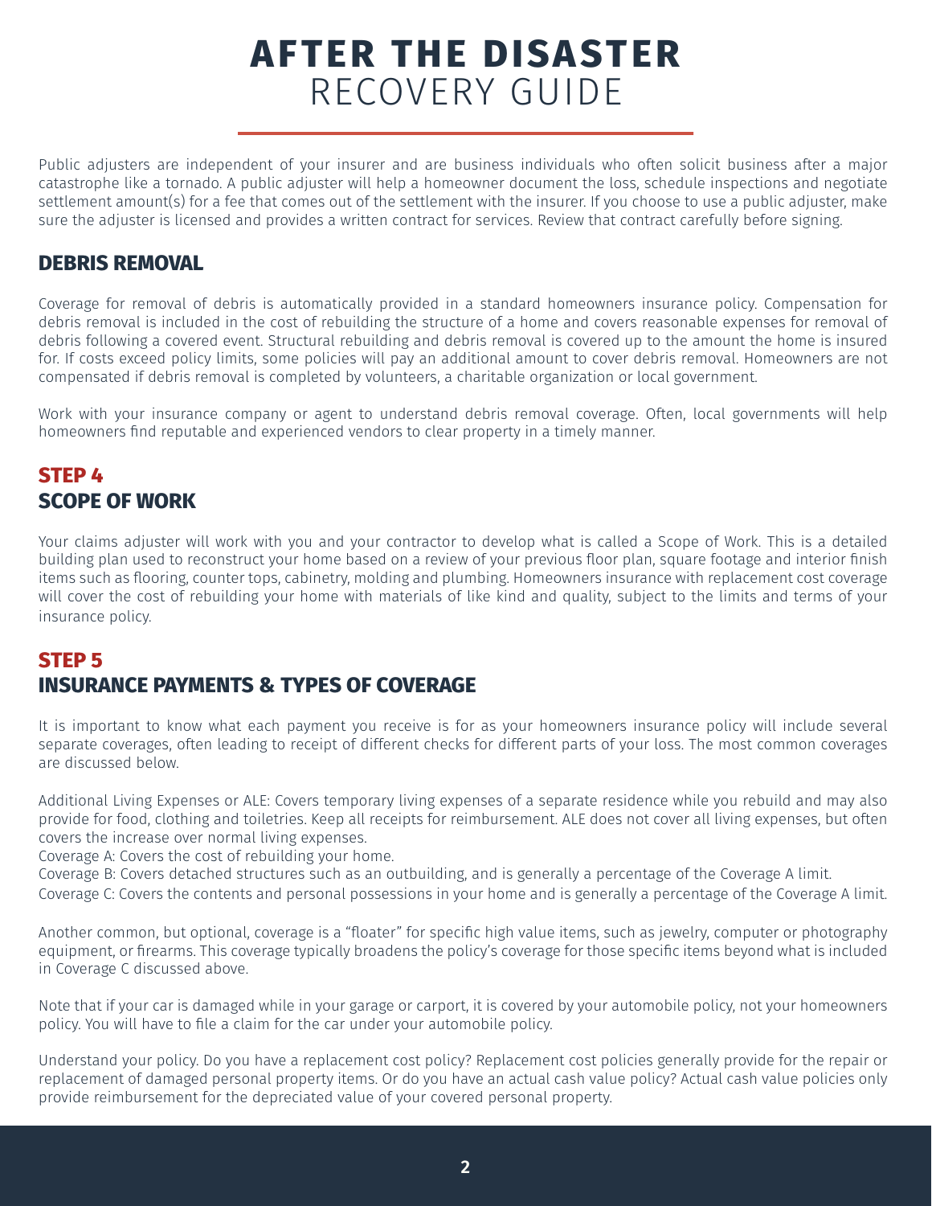# AFTER THE DISASTER
RECOVERY GUIDE

Public adjusters are independent of your insurer and are business individuals who often solicit business after a major catastrophe like a tornado. A public adjuster will help a homeowner document the loss, schedule inspections and negotiate settlement amount(s) for a fee that comes out of the settlement with the insurer. If you choose to use a public adjuster, make sure the adjuster is licensed and provides a written contract for services. Review that contract carefully before signing.

## DEBRIS REMOVAL

Coverage for removal of debris is automatically provided in a standard homeowners insurance policy. Compensation for debris removal is included in the cost of rebuilding the structure of a home and covers reasonable expenses for removal of debris following a covered event. Structural rebuilding and debris removal is covered up to the amount the home is insured for. If costs exceed policy limits, some policies will pay an additional amount to cover debris removal. Homeowners are not compensated if debris removal is completed by volunteers, a charitable organization or local government.

Work with your insurance company or agent to understand debris removal coverage. Often, local governments will help homeowners find reputable and experienced vendors to clear property in a timely manner.

## STEP 4
## SCOPE OF WORK

Your claims adjuster will work with you and your contractor to develop what is called a Scope of Work. This is a detailed building plan used to reconstruct your home based on a review of your previous floor plan, square footage and interior finish items such as flooring, counter tops, cabinetry, molding and plumbing. Homeowners insurance with replacement cost coverage will cover the cost of rebuilding your home with materials of like kind and quality, subject to the limits and terms of your insurance policy.

## STEP 5
## INSURANCE PAYMENTS & TYPES OF COVERAGE

It is important to know what each payment you receive is for as your homeowners insurance policy will include several separate coverages, often leading to receipt of different checks for different parts of your loss. The most common coverages are discussed below.

Additional Living Expenses or ALE: Covers temporary living expenses of a separate residence while you rebuild and may also provide for food, clothing and toiletries. Keep all receipts for reimbursement. ALE does not cover all living expenses, but often covers the increase over normal living expenses.
Coverage A: Covers the cost of rebuilding your home.
Coverage B: Covers detached structures such as an outbuilding, and is generally a percentage of the Coverage A limit.
Coverage C: Covers the contents and personal possessions in your home and is generally a percentage of the Coverage A limit.

Another common, but optional, coverage is a "floater" for specific high value items, such as jewelry, computer or photography equipment, or firearms. This coverage typically broadens the policy's coverage for those specific items beyond what is included in Coverage C discussed above.

Note that if your car is damaged while in your garage or carport, it is covered by your automobile policy, not your homeowners policy. You will have to file a claim for the car under your automobile policy.

Understand your policy. Do you have a replacement cost policy? Replacement cost policies generally provide for the repair or replacement of damaged personal property items. Or do you have an actual cash value policy? Actual cash value policies only provide reimbursement for the depreciated value of your covered personal property.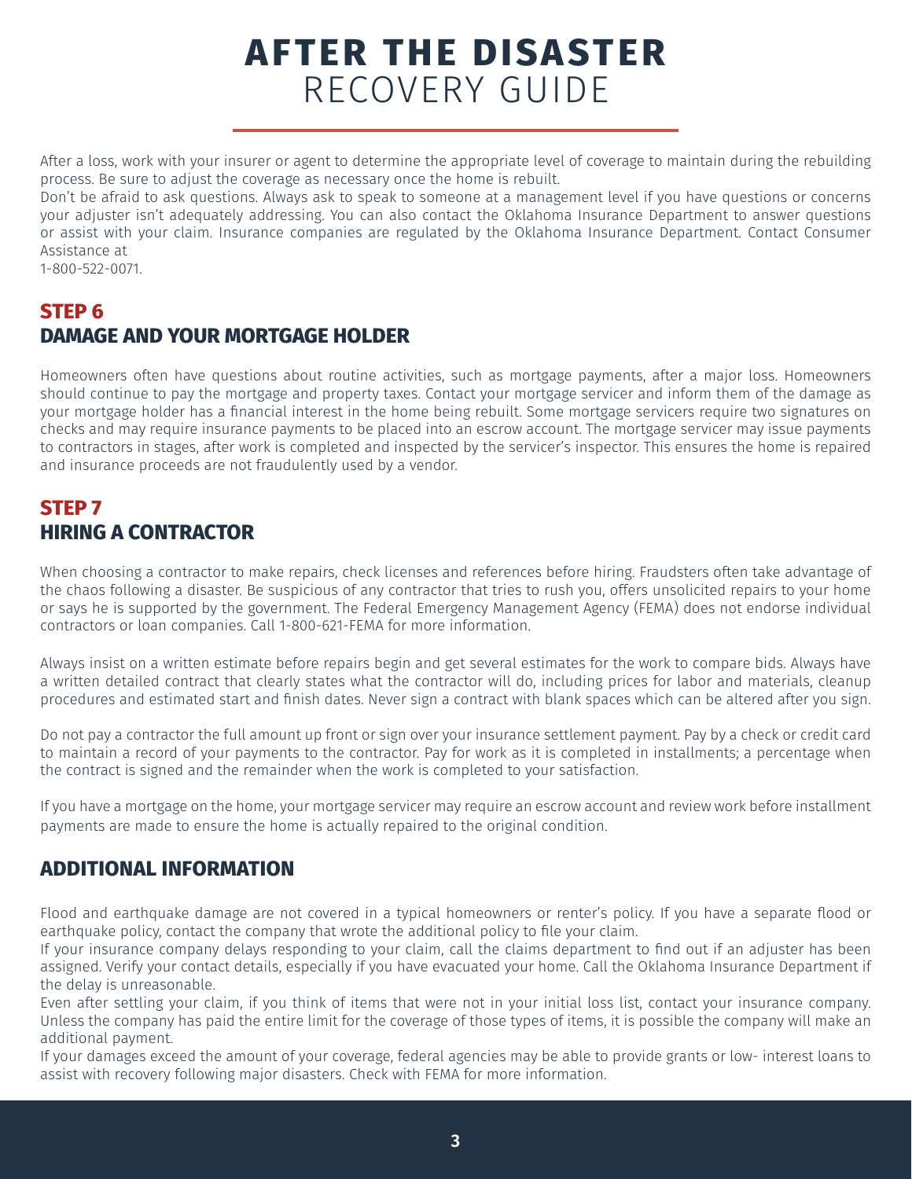# AFTER THE DISASTER
## RECOVERY GUIDE

After a loss, work with your insurer or agent to determine the appropriate level of coverage to maintain during the rebuilding process. Be sure to adjust the coverage as necessary once the home is rebuilt.

Don't be afraid to ask questions. Always ask to speak to someone at a management level if you have questions or concerns your adjuster isn't adequately addressing. You can also contact the Oklahoma Insurance Department to answer questions or assist with your claim. Insurance companies are regulated by the Oklahoma Insurance Department. Contact Consumer Assistance at
1-800-522-0071.

## STEP 6
## DAMAGE AND YOUR MORTGAGE HOLDER

Homeowners often have questions about routine activities, such as mortgage payments, after a major loss. Homeowners should continue to pay the mortgage and property taxes. Contact your mortgage servicer and inform them of the damage as your mortgage holder has a financial interest in the home being rebuilt. Some mortgage servicers require two signatures on checks and may require insurance payments to be placed into an escrow account. The mortgage servicer may issue payments to contractors in stages, after work is completed and inspected by the servicer's inspector. This ensures the home is repaired and insurance proceeds are not fraudulently used by a vendor.

## STEP 7
## HIRING A CONTRACTOR

When choosing a contractor to make repairs, check licenses and references before hiring. Fraudsters often take advantage of the chaos following a disaster. Be suspicious of any contractor that tries to rush you, offers unsolicited repairs to your home or says he is supported by the government. The Federal Emergency Management Agency (FEMA) does not endorse individual contractors or loan companies. Call 1-800-621-FEMA for more information.

Always insist on a written estimate before repairs begin and get several estimates for the work to compare bids. Always have a written detailed contract that clearly states what the contractor will do, including prices for labor and materials, cleanup procedures and estimated start and finish dates. Never sign a contract with blank spaces which can be altered after you sign.

Do not pay a contractor the full amount up front or sign over your insurance settlement payment. Pay by a check or credit card to maintain a record of your payments to the contractor. Pay for work as it is completed in installments; a percentage when the contract is signed and the remainder when the work is completed to your satisfaction.

If you have a mortgage on the home, your mortgage servicer may require an escrow account and review work before installment payments are made to ensure the home is actually repaired to the original condition.

## ADDITIONAL INFORMATION

Flood and earthquake damage are not covered in a typical homeowners or renter's policy. If you have a separate flood or earthquake policy, contact the company that wrote the additional policy to file your claim.

If your insurance company delays responding to your claim, call the claims department to find out if an adjuster has been assigned. Verify your contact details, especially if you have evacuated your home. Call the Oklahoma Insurance Department if the delay is unreasonable.

Even after settling your claim, if you think of items that were not in your initial loss list, contact your insurance company. Unless the company has paid the entire limit for the coverage of those types of items, it is possible the company will make an additional payment.

If your damages exceed the amount of your coverage, federal agencies may be able to provide grants or low- interest loans to assist with recovery following major disasters. Check with FEMA for more information.